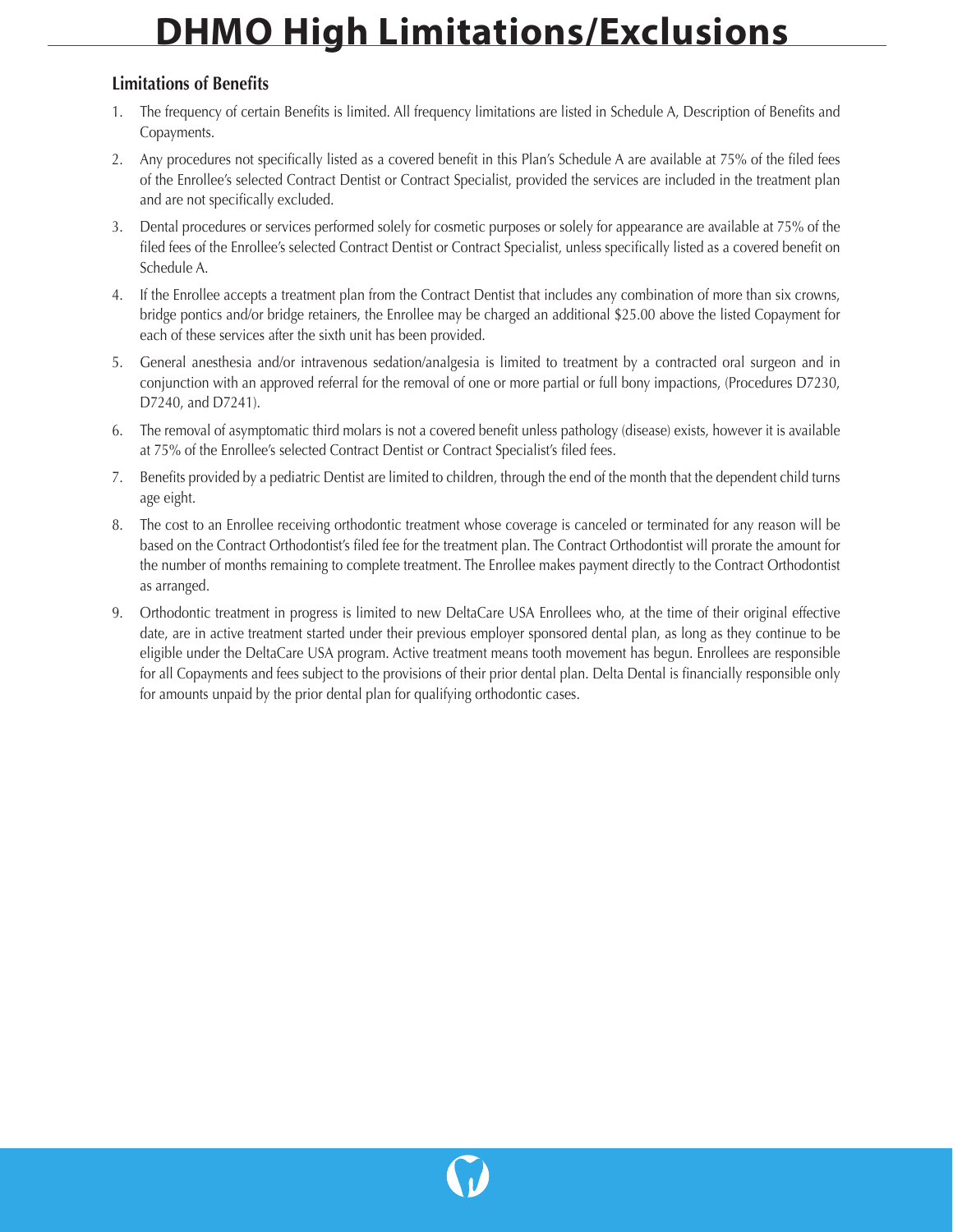# DHMO High Limitations/Exclusions

## Limitations of Benefits

1. The frequency of certain Benefits is limited. All frequency limitations are listed in Schedule A, Description of Benefits and Copayments.
2. Any procedures not specifically listed as a covered benefit in this Plan's Schedule A are available at 75% of the filed fees of the Enrollee's selected Contract Dentist or Contract Specialist, provided the services are included in the treatment plan and are not specifically excluded.
3. Dental procedures or services performed solely for cosmetic purposes or solely for appearance are available at 75% of the filed fees of the Enrollee's selected Contract Dentist or Contract Specialist, unless specifically listed as a covered benefit on Schedule A.
4. If the Enrollee accepts a treatment plan from the Contract Dentist that includes any combination of more than six crowns, bridge pontics and/or bridge retainers, the Enrollee may be charged an additional $25.00 above the listed Copayment for each of these services after the sixth unit has been provided.
5. General anesthesia and/or intravenous sedation/analgesia is limited to treatment by a contracted oral surgeon and in conjunction with an approved referral for the removal of one or more partial or full bony impactions, (Procedures D7230, D7240, and D7241).
6. The removal of asymptomatic third molars is not a covered benefit unless pathology (disease) exists, however it is available at 75% of the Enrollee's selected Contract Dentist or Contract Specialist's filed fees.
7. Benefits provided by a pediatric Dentist are limited to children, through the end of the month that the dependent child turns age eight.
8. The cost to an Enrollee receiving orthodontic treatment whose coverage is canceled or terminated for any reason will be based on the Contract Orthodontist's filed fee for the treatment plan. The Contract Orthodontist will prorate the amount for the number of months remaining to complete treatment. The Enrollee makes payment directly to the Contract Orthodontist as arranged.
9. Orthodontic treatment in progress is limited to new DeltaCare USA Enrollees who, at the time of their original effective date, are in active treatment started under their previous employer sponsored dental plan, as long as they continue to be eligible under the DeltaCare USA program. Active treatment means tooth movement has begun. Enrollees are responsible for all Copayments and fees subject to the provisions of their prior dental plan. Delta Dental is financially responsible only for amounts unpaid by the prior dental plan for qualifying orthodontic cases.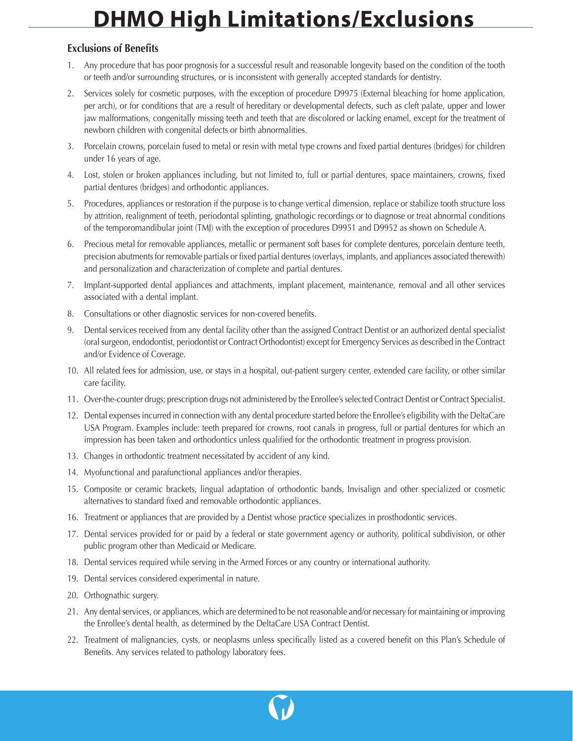# DHMO High Limitations/Exclusions

## Exclusions of Benefits

1. Any procedure that has poor prognosis for a successful result and reasonable longevity based on the condition of the tooth or teeth and/or surrounding structures, or is inconsistent with generally accepted standards for dentistry.
2. Services solely for cosmetic purposes, with the exception of procedure D9975 (External bleaching for home application, per arch), or for conditions that are a result of hereditary or developmental defects, such as cleft palate, upper and lower jaw malformations, congenitally missing teeth and teeth that are discolored or lacking enamel, except for the treatment of newborn children with congenital defects or birth abnormalities.
3. Porcelain crowns, porcelain fused to metal or resin with metal type crowns and fixed partial dentures (bridges) for children under 16 years of age.
4. Lost, stolen or broken appliances including, but not limited to, full or partial dentures, space maintainers, crowns, fixed partial dentures (bridges) and orthodontic appliances.
5. Procedures, appliances or restoration if the purpose is to change vertical dimension, replace or stabilize tooth structure loss by attrition, realignment of teeth, periodontal splinting, gnathologic recordings or to diagnose or treat abnormal conditions of the temporomandibular joint (TMJ) with the exception of procedures D9951 and D9952 as shown on Schedule A.
6. Precious metal for removable appliances, metallic or permanent soft bases for complete dentures, porcelain denture teeth, precision abutments for removable partials or fixed partial dentures (overlays, implants, and appliances associated therewith) and personalization and characterization of complete and partial dentures.
7. Implant-supported dental appliances and attachments, implant placement, maintenance, removal and all other services associated with a dental implant.
8. Consultations or other diagnostic services for non-covered benefits.
9. Dental services received from any dental facility other than the assigned Contract Dentist or an authorized dental specialist (oral surgeon, endodontist, periodontist or Contract Orthodontist) except for Emergency Services as described in the Contract and/or Evidence of Coverage.
10. All related fees for admission, use, or stays in a hospital, out-patient surgery center, extended care facility, or other similar care facility.
11. Over-the-counter drugs; prescription drugs not administered by the Enrollee's selected Contract Dentist or Contract Specialist.
12. Dental expenses incurred in connection with any dental procedure started before the Enrollee's eligibility with the DeltaCare USA Program. Examples include: teeth prepared for crowns, root canals in progress, full or partial dentures for which an impression has been taken and orthodontics unless qualified for the orthodontic treatment in progress provision.
13. Changes in orthodontic treatment necessitated by accident of any kind.
14. Myofunctional and parafunctional appliances and/or therapies.
15. Composite or ceramic brackets, lingual adaptation of orthodontic bands, Invisalign and other specialized or cosmetic alternatives to standard fixed and removable orthodontic appliances.
16. Treatment or appliances that are provided by a Dentist whose practice specializes in prosthodontic services.
17. Dental services provided for or paid by a federal or state government agency or authority, political subdivision, or other public program other than Medicaid or Medicare.
18. Dental services required while serving in the Armed Forces or any country or international authority.
19. Dental services considered experimental in nature.
20. Orthognathic surgery.
21. Any dental services, or appliances, which are determined to be not reasonable and/or necessary for maintaining or improving the Enrollee's dental health, as determined by the DeltaCare USA Contract Dentist.
22. Treatment of malignancies, cysts, or neoplasms unless specifically listed as a covered benefit on this Plan's Schedule of Benefits. Any services related to pathology laboratory fees.